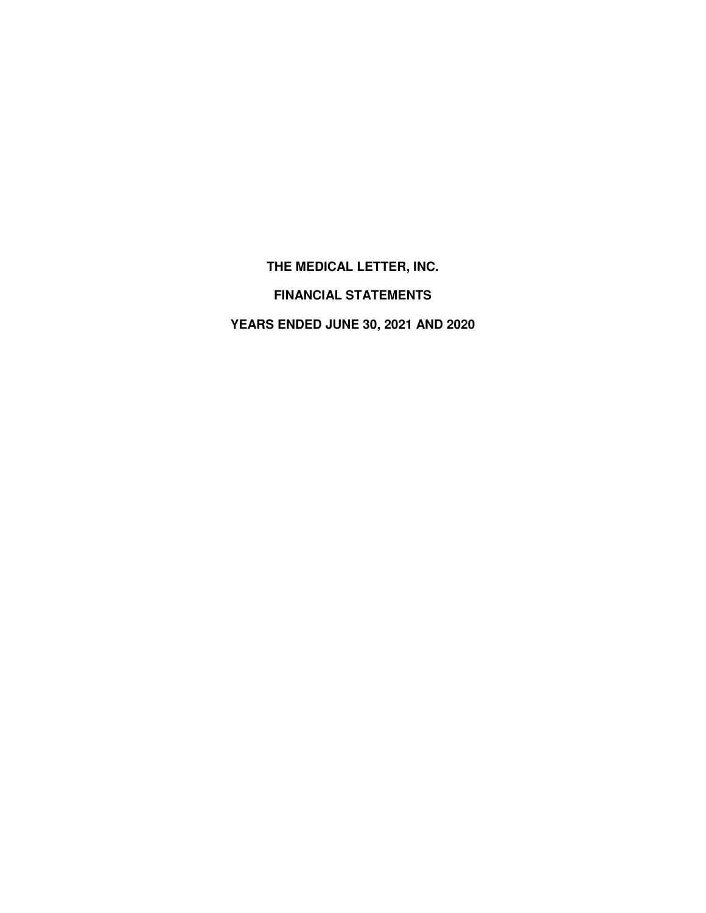# THE MEDICAL LETTER, INC.

## FINANCIAL STATEMENTS

## YEARS ENDED JUNE 30, 2021 AND 2020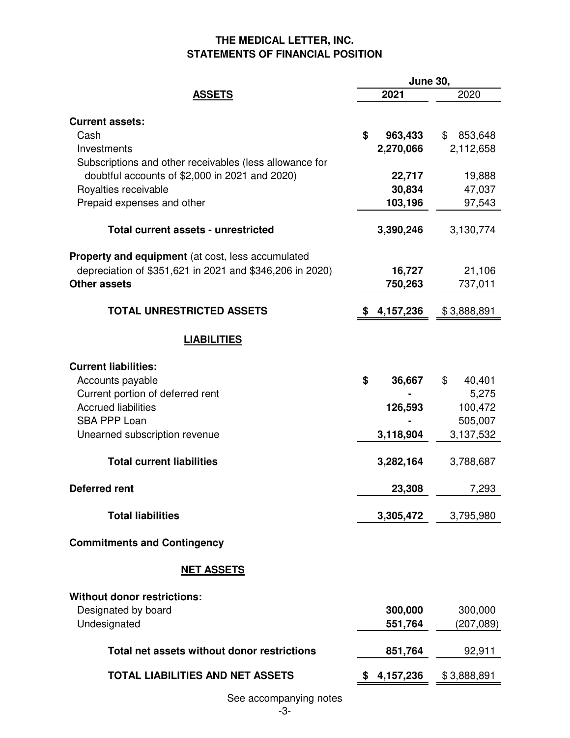# THE MEDICAL LETTER, INC.
## STATEMENTS OF FINANCIAL POSITION

| | June 30, | |
|---|---|---|
| **ASSETS** | **2021** | 2020 |
| **Current assets:** | | |
| Cash | **$ 963,433** | $ 853,648 |
| Investments | **2,270,066** | 2,112,658 |
| Subscriptions and other receivables (less allowance for doubtful accounts of $2,000 in 2021 and 2020) | **22,717** | 19,888 |
| Royalties receivable | **30,834** | 47,037 |
| Prepaid expenses and other | **103,196** | 97,543 |
| **Total current assets - unrestricted** | **3,390,246** | 3,130,774 |
| **Property and equipment** (at cost, less accumulated depreciation of $351,621 in 2021 and $346,206 in 2020) | **16,727** | 21,106 |
| **Other assets** | **750,263** | 737,011 |
| **TOTAL UNRESTRICTED ASSETS** | **$ 4,157,236** | $ 3,888,891 |
| **LIABILITIES** | | |
| **Current liabilities:** | | |
| Accounts payable | **$ 36,667** | $ 40,401 |
| Current portion of deferred rent | **-** | 5,275 |
| Accrued liabilities | **126,593** | 100,472 |
| SBA PPP Loan | **-** | 505,007 |
| Unearned subscription revenue | **3,118,904** | 3,137,532 |
| **Total current liabilities** | **3,282,164** | 3,788,687 |
| **Deferred rent** | **23,308** | 7,293 |
| **Total liabilities** | **3,305,472** | 3,795,980 |
| **Commitments and Contingency** | | |
| **NET ASSETS** | | |
| **Without donor restrictions:** | | |
| Designated by board | **300,000** | 300,000 |
| Undesignated | **551,764** | (207,089) |
| **Total net assets without donor restrictions** | **851,764** | 92,911 |
| **TOTAL LIABILITIES AND NET ASSETS** | **$ 4,157,236** | $ 3,888,891 |

See accompanying notes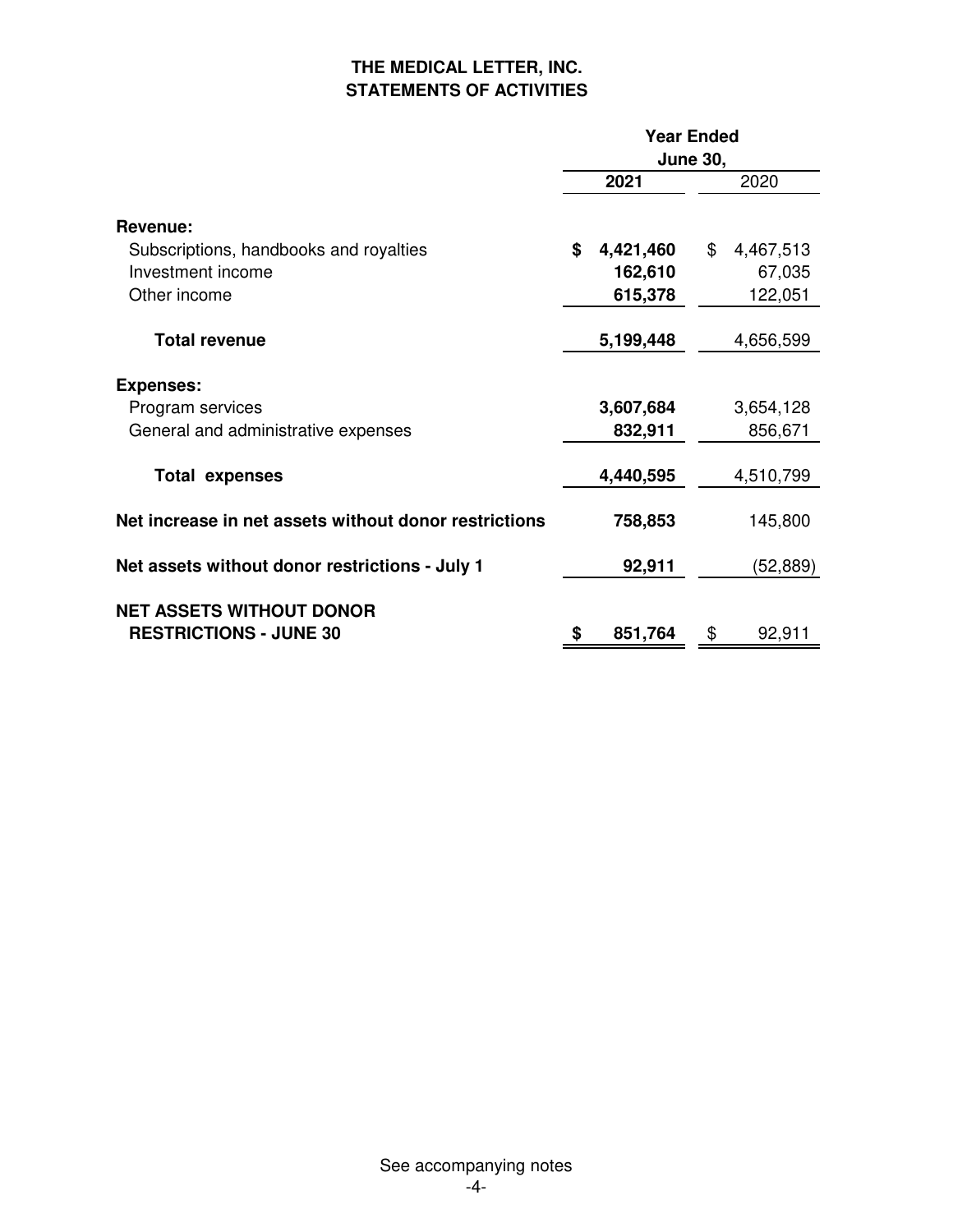# THE MEDICAL LETTER, INC.
## STATEMENTS OF ACTIVITIES

| | Year Ended June 30, | |
|---|---|---|
| | **2021** | 2020 |
| **Revenue:** | | |
| Subscriptions, handbooks and royalties | **$ 4,421,460** | $ 4,467,513 |
| Investment income | **162,610** | 67,035 |
| Other income | **615,378** | 122,051 |
| **Total revenue** | **5,199,448** | 4,656,599 |
| **Expenses:** | | |
| Program services | **3,607,684** | 3,654,128 |
| General and administrative expenses | **832,911** | 856,671 |
| **Total expenses** | **4,440,595** | 4,510,799 |
| **Net increase in net assets without donor restrictions** | **758,853** | 145,800 |
| **Net assets without donor restrictions - July 1** | **92,911** | (52,889) |
| **NET ASSETS WITHOUT DONOR RESTRICTIONS - JUNE 30** | **$ 851,764** | $ 92,911 |

See accompanying notes